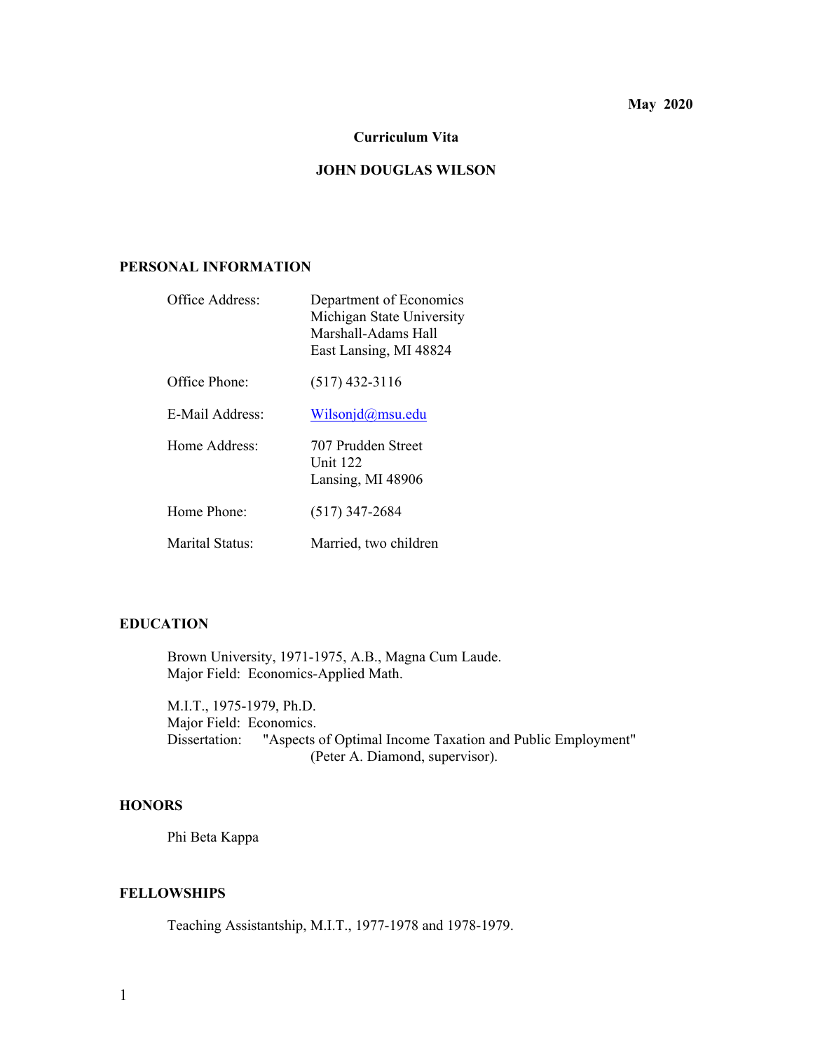May 2020

# Curriculum Vita

# JOHN DOUGLAS WILSON

## PERSONAL INFORMATION

| | |
|---|---|
| Office Address: | Department of Economics<br>Michigan State University<br>Marshall-Adams Hall<br>East Lansing, MI 48824 |
| Office Phone: | (517) 432-3116 |
| E-Mail Address: | Wilsonjd@msu.edu |
| Home Address: | 707 Prudden Street<br>Unit 122<br>Lansing, MI 48906 |
| Home Phone: | (517) 347-2684 |
| Marital Status: | Married, two children |

## EDUCATION

Brown University, 1971-1975, A.B., Magna Cum Laude.
Major Field: Economics-Applied Math.

M.I.T., 1975-1979, Ph.D.
Major Field: Economics.
Dissertation: "Aspects of Optimal Income Taxation and Public Employment" (Peter A. Diamond, supervisor).

## HONORS

Phi Beta Kappa

## FELLOWSHIPS

Teaching Assistantship, M.I.T., 1977-1978 and 1978-1979.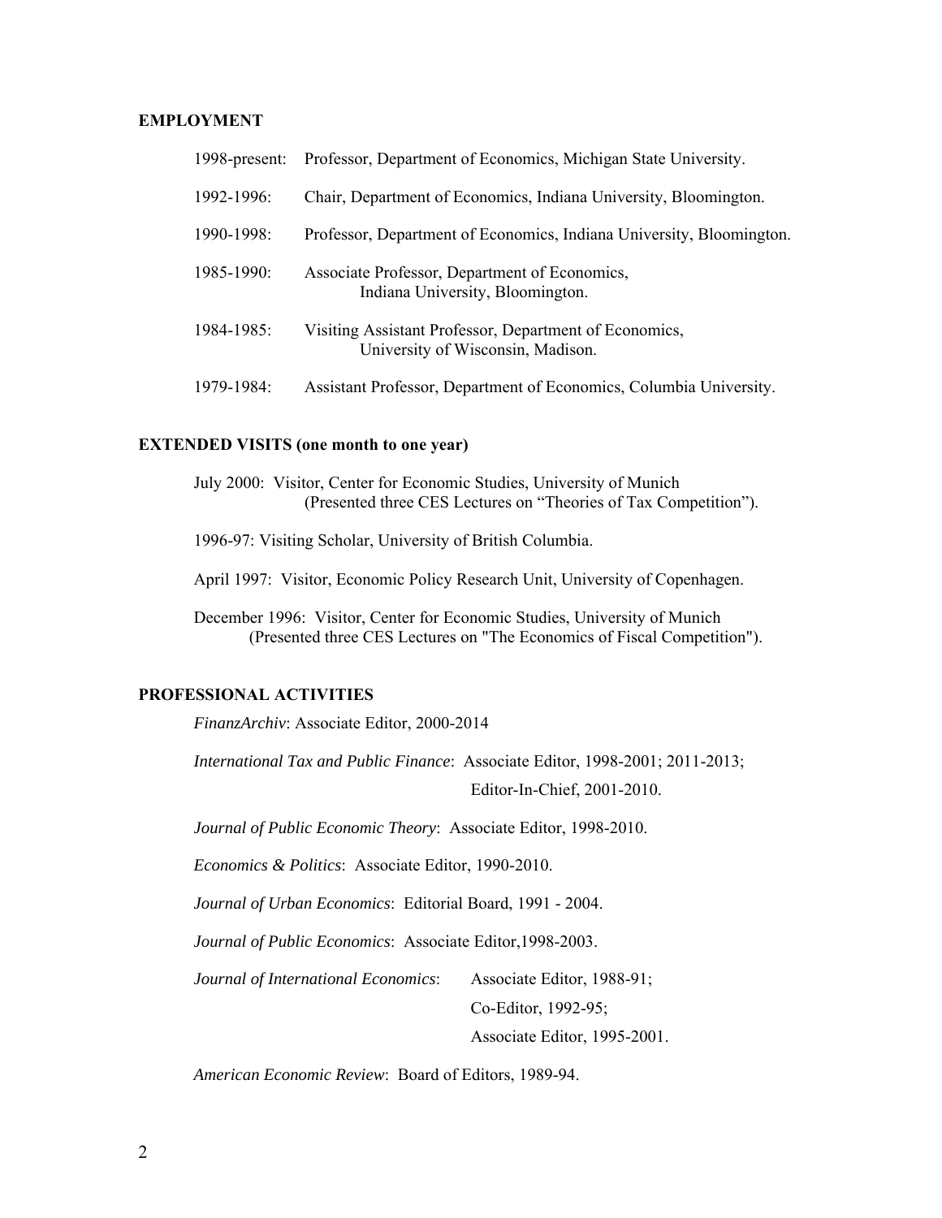## EMPLOYMENT

1998-present: Professor, Department of Economics, Michigan State University.

1992-1996: Chair, Department of Economics, Indiana University, Bloomington.

1990-1998: Professor, Department of Economics, Indiana University, Bloomington.

1985-1990: Associate Professor, Department of Economics, Indiana University, Bloomington.

1984-1985: Visiting Assistant Professor, Department of Economics, University of Wisconsin, Madison.

1979-1984: Assistant Professor, Department of Economics, Columbia University.

## EXTENDED VISITS (one month to one year)

July 2000: Visitor, Center for Economic Studies, University of Munich (Presented three CES Lectures on "Theories of Tax Competition").

1996-97: Visiting Scholar, University of British Columbia.

April 1997: Visitor, Economic Policy Research Unit, University of Copenhagen.

December 1996: Visitor, Center for Economic Studies, University of Munich (Presented three CES Lectures on "The Economics of Fiscal Competition").

## PROFESSIONAL ACTIVITIES

*FinanzArchiv*: Associate Editor, 2000-2014

*International Tax and Public Finance*: Associate Editor, 1998-2001; 2011-2013;
Editor-In-Chief, 2001-2010.

*Journal of Public Economic Theory*: Associate Editor, 1998-2010.

*Economics & Politics*: Associate Editor, 1990-2010.

*Journal of Urban Economics*: Editorial Board, 1991 - 2004.

*Journal of Public Economics*: Associate Editor,1998-2003.

*Journal of International Economics*: Associate Editor, 1988-91;
Co-Editor, 1992-95;
Associate Editor, 1995-2001.

*American Economic Review*: Board of Editors, 1989-94.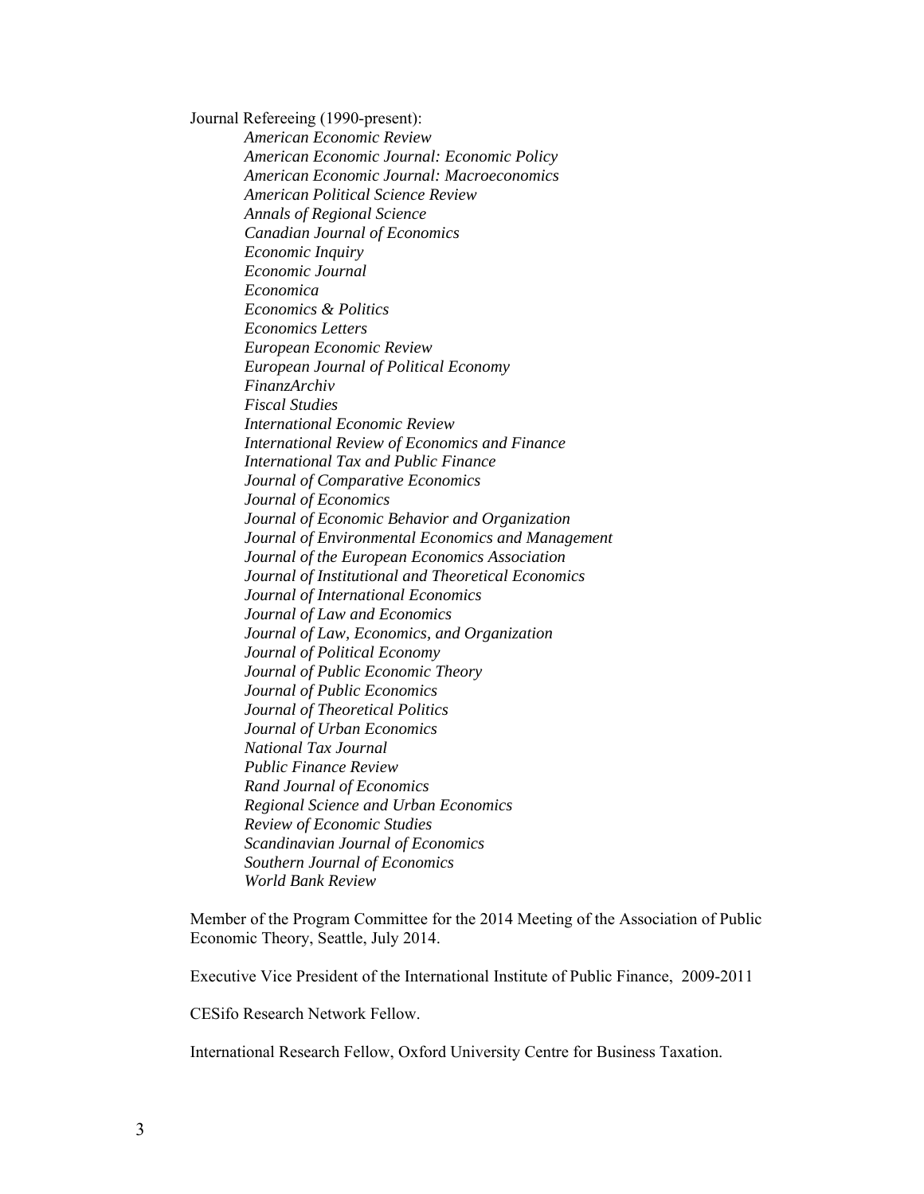Journal Refereeing (1990-present):

*American Economic Review*
*American Economic Journal: Economic Policy*
*American Economic Journal: Macroeconomics*
*American Political Science Review*
*Annals of Regional Science*
*Canadian Journal of Economics*
*Economic Inquiry*
*Economic Journal*
*Economica*
*Economics & Politics*
*Economics Letters*
*European Economic Review*
*European Journal of Political Economy*
*FinanzArchiv*
*Fiscal Studies*
*International Economic Review*
*International Review of Economics and Finance*
*International Tax and Public Finance*
*Journal of Comparative Economics*
*Journal of Economics*
*Journal of Economic Behavior and Organization*
*Journal of Environmental Economics and Management*
*Journal of the European Economics Association*
*Journal of Institutional and Theoretical Economics*
*Journal of International Economics*
*Journal of Law and Economics*
*Journal of Law, Economics, and Organization*
*Journal of Political Economy*
*Journal of Public Economic Theory*
*Journal of Public Economics*
*Journal of Theoretical Politics*
*Journal of Urban Economics*
*National Tax Journal*
*Public Finance Review*
*Rand Journal of Economics*
*Regional Science and Urban Economics*
*Review of Economic Studies*
*Scandinavian Journal of Economics*
*Southern Journal of Economics*
*World Bank Review*

Member of the Program Committee for the 2014 Meeting of the Association of Public Economic Theory, Seattle, July 2014.

Executive Vice President of the International Institute of Public Finance, 2009-2011

CESifo Research Network Fellow.

International Research Fellow, Oxford University Centre for Business Taxation.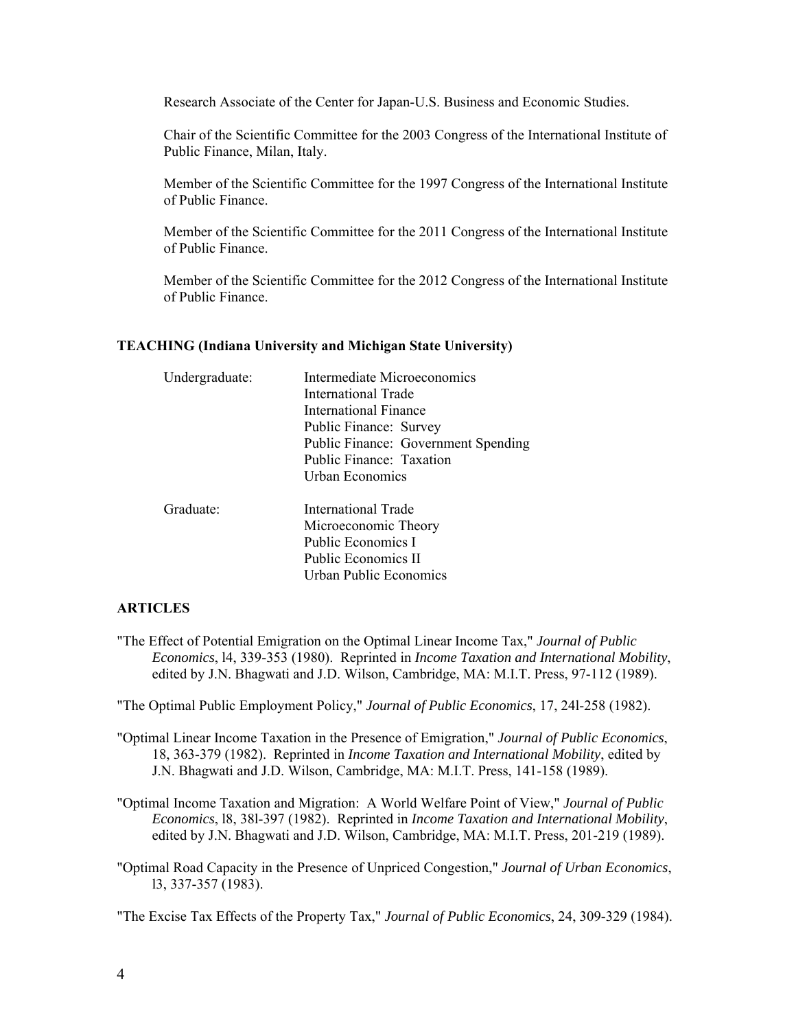Research Associate of the Center for Japan-U.S. Business and Economic Studies.

Chair of the Scientific Committee for the 2003 Congress of the International Institute of Public Finance, Milan, Italy.

Member of the Scientific Committee for the 1997 Congress of the International Institute of Public Finance.

Member of the Scientific Committee for the 2011 Congress of the International Institute of Public Finance.

Member of the Scientific Committee for the 2012 Congress of the International Institute of Public Finance.

## TEACHING (Indiana University and Michigan State University)

| | |
|---|---|
| Undergraduate: | Intermediate Microeconomics |
| | International Trade |
| | International Finance |
| | Public Finance: Survey |
| | Public Finance: Government Spending |
| | Public Finance: Taxation |
| | Urban Economics |
| Graduate: | International Trade |
| | Microeconomic Theory |
| | Public Economics I |
| | Public Economics II |
| | Urban Public Economics |

## ARTICLES

"The Effect of Potential Emigration on the Optimal Linear Income Tax," *Journal of Public Economics*, l4, 339-353 (1980). Reprinted in *Income Taxation and International Mobility*, edited by J.N. Bhagwati and J.D. Wilson, Cambridge, MA: M.I.T. Press, 97-112 (1989).

"The Optimal Public Employment Policy," *Journal of Public Economics*, 17, 24l-258 (1982).

"Optimal Linear Income Taxation in the Presence of Emigration," *Journal of Public Economics*, 18, 363-379 (1982). Reprinted in *Income Taxation and International Mobility*, edited by J.N. Bhagwati and J.D. Wilson, Cambridge, MA: M.I.T. Press, 141-158 (1989).

"Optimal Income Taxation and Migration: A World Welfare Point of View," *Journal of Public Economics*, l8, 38l-397 (1982). Reprinted in *Income Taxation and International Mobility*, edited by J.N. Bhagwati and J.D. Wilson, Cambridge, MA: M.I.T. Press, 201-219 (1989).

"Optimal Road Capacity in the Presence of Unpriced Congestion," *Journal of Urban Economics*, l3, 337-357 (1983).

"The Excise Tax Effects of the Property Tax," *Journal of Public Economics*, 24, 309-329 (1984).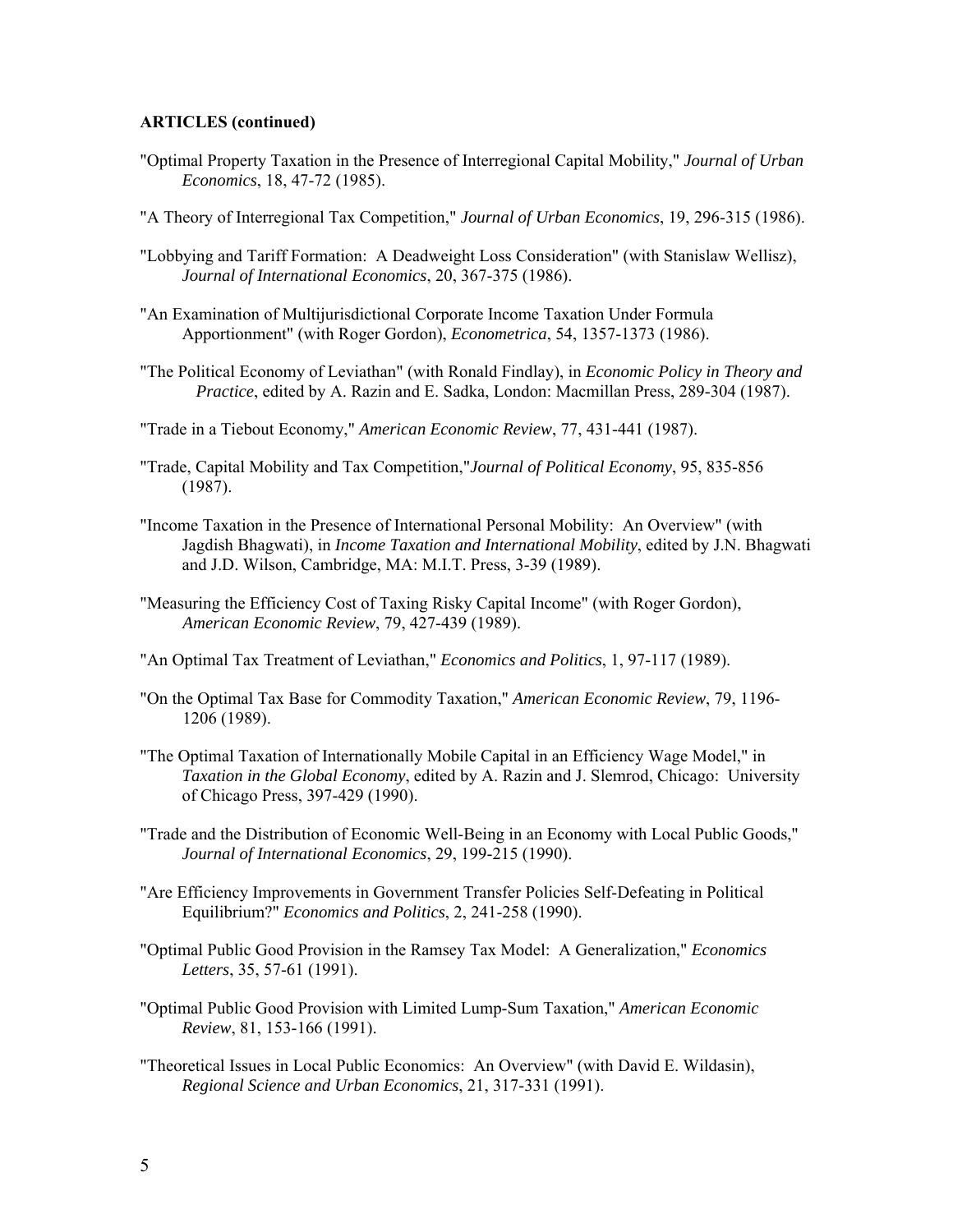**ARTICLES (continued)**

"Optimal Property Taxation in the Presence of Interregional Capital Mobility," *Journal of Urban Economics*, 18, 47-72 (1985).

"A Theory of Interregional Tax Competition," *Journal of Urban Economics*, 19, 296-315 (1986).

"Lobbying and Tariff Formation: A Deadweight Loss Consideration" (with Stanislaw Wellisz), *Journal of International Economics*, 20, 367-375 (1986).

"An Examination of Multijurisdictional Corporate Income Taxation Under Formula Apportionment" (with Roger Gordon), *Econometrica*, 54, 1357-1373 (1986).

"The Political Economy of Leviathan" (with Ronald Findlay), in *Economic Policy in Theory and Practice*, edited by A. Razin and E. Sadka, London: Macmillan Press, 289-304 (1987).

"Trade in a Tiebout Economy," *American Economic Review*, 77, 431-441 (1987).

"Trade, Capital Mobility and Tax Competition,"*Journal of Political Economy*, 95, 835-856 (1987).

"Income Taxation in the Presence of International Personal Mobility: An Overview" (with Jagdish Bhagwati), in *Income Taxation and International Mobility*, edited by J.N. Bhagwati and J.D. Wilson, Cambridge, MA: M.I.T. Press, 3-39 (1989).

"Measuring the Efficiency Cost of Taxing Risky Capital Income" (with Roger Gordon), *American Economic Review*, 79, 427-439 (1989).

"An Optimal Tax Treatment of Leviathan," *Economics and Politics*, 1, 97-117 (1989).

"On the Optimal Tax Base for Commodity Taxation," *American Economic Review*, 79, 1196-1206 (1989).

"The Optimal Taxation of Internationally Mobile Capital in an Efficiency Wage Model," in *Taxation in the Global Economy*, edited by A. Razin and J. Slemrod, Chicago: University of Chicago Press, 397-429 (1990).

"Trade and the Distribution of Economic Well-Being in an Economy with Local Public Goods," *Journal of International Economics*, 29, 199-215 (1990).

"Are Efficiency Improvements in Government Transfer Policies Self-Defeating in Political Equilibrium?" *Economics and Politics*, 2, 241-258 (1990).

"Optimal Public Good Provision in the Ramsey Tax Model: A Generalization," *Economics Letters*, 35, 57-61 (1991).

"Optimal Public Good Provision with Limited Lump-Sum Taxation," *American Economic Review*, 81, 153-166 (1991).

"Theoretical Issues in Local Public Economics: An Overview" (with David E. Wildasin), *Regional Science and Urban Economics*, 21, 317-331 (1991).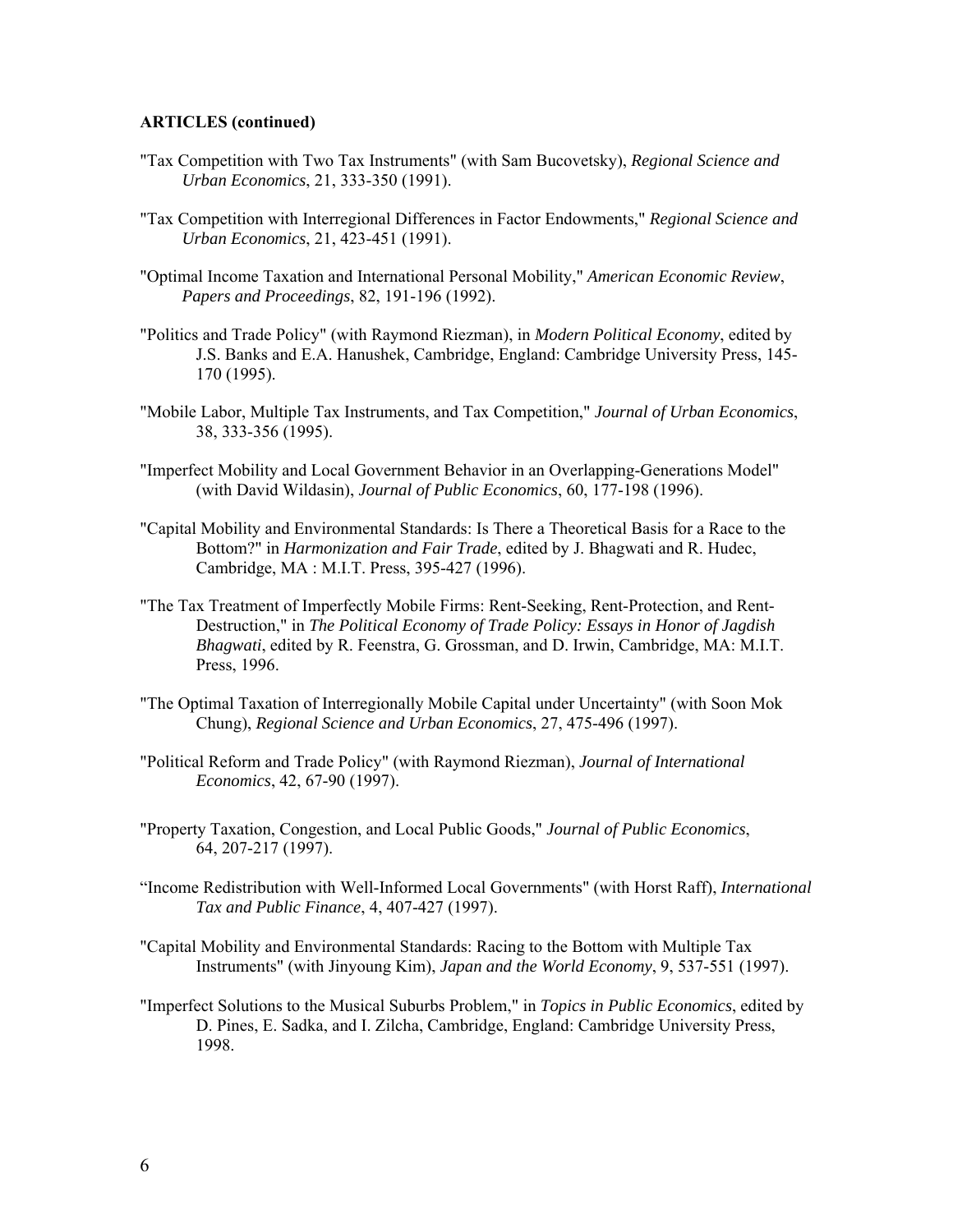**ARTICLES (continued)**

"Tax Competition with Two Tax Instruments" (with Sam Bucovetsky), *Regional Science and Urban Economics*, 21, 333-350 (1991).

"Tax Competition with Interregional Differences in Factor Endowments," *Regional Science and Urban Economics*, 21, 423-451 (1991).

"Optimal Income Taxation and International Personal Mobility," *American Economic Review, Papers and Proceedings*, 82, 191-196 (1992).

"Politics and Trade Policy" (with Raymond Riezman), in *Modern Political Economy*, edited by J.S. Banks and E.A. Hanushek, Cambridge, England: Cambridge University Press, 145-170 (1995).

"Mobile Labor, Multiple Tax Instruments, and Tax Competition," *Journal of Urban Economics*, 38, 333-356 (1995).

"Imperfect Mobility and Local Government Behavior in an Overlapping-Generations Model" (with David Wildasin), *Journal of Public Economics*, 60, 177-198 (1996).

"Capital Mobility and Environmental Standards: Is There a Theoretical Basis for a Race to the Bottom?" in *Harmonization and Fair Trade*, edited by J. Bhagwati and R. Hudec, Cambridge, MA : M.I.T. Press, 395-427 (1996).

"The Tax Treatment of Imperfectly Mobile Firms: Rent-Seeking, Rent-Protection, and Rent-Destruction," in *The Political Economy of Trade Policy: Essays in Honor of Jagdish Bhagwati*, edited by R. Feenstra, G. Grossman, and D. Irwin, Cambridge, MA: M.I.T. Press, 1996.

"The Optimal Taxation of Interregionally Mobile Capital under Uncertainty" (with Soon Mok Chung), *Regional Science and Urban Economics*, 27, 475-496 (1997).

"Political Reform and Trade Policy" (with Raymond Riezman), *Journal of International Economics*, 42, 67-90 (1997).

"Property Taxation, Congestion, and Local Public Goods," *Journal of Public Economics*, 64, 207-217 (1997).

"Income Redistribution with Well-Informed Local Governments" (with Horst Raff), *International Tax and Public Finance*, 4, 407-427 (1997).

"Capital Mobility and Environmental Standards: Racing to the Bottom with Multiple Tax Instruments" (with Jinyoung Kim), *Japan and the World Economy*, 9, 537-551 (1997).

"Imperfect Solutions to the Musical Suburbs Problem," in *Topics in Public Economics*, edited by D. Pines, E. Sadka, and I. Zilcha, Cambridge, England: Cambridge University Press, 1998.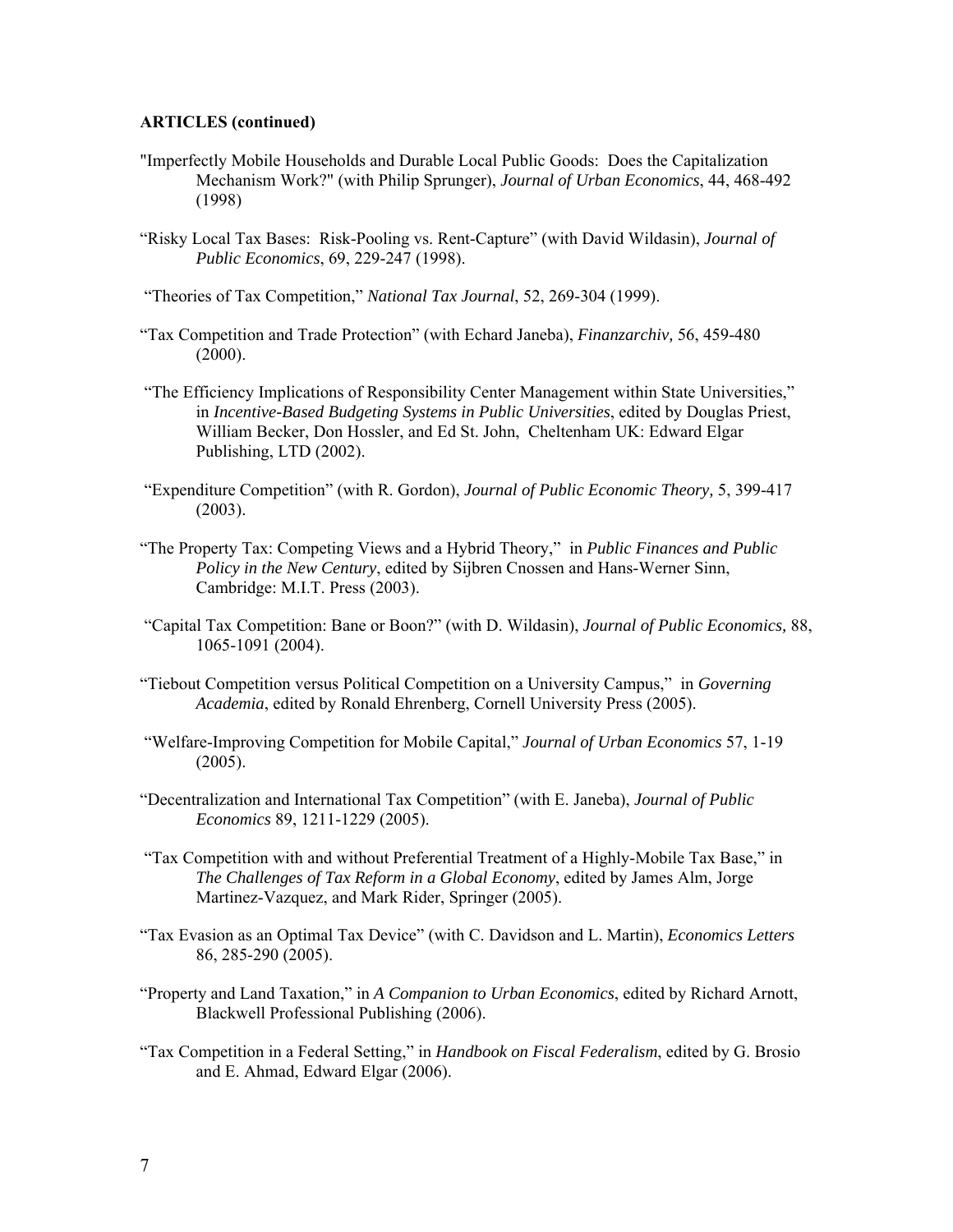**ARTICLES (continued)**

"Imperfectly Mobile Households and Durable Local Public Goods: Does the Capitalization Mechanism Work?" (with Philip Sprunger), *Journal of Urban Economics*, 44, 468-492 (1998)

"Risky Local Tax Bases: Risk-Pooling vs. Rent-Capture" (with David Wildasin), *Journal of Public Economics*, 69, 229-247 (1998).

"Theories of Tax Competition," *National Tax Journal*, 52, 269-304 (1999).

"Tax Competition and Trade Protection" (with Echard Janeba), *Finanzarchiv,* 56, 459-480 (2000).

"The Efficiency Implications of Responsibility Center Management within State Universities," in *Incentive-Based Budgeting Systems in Public Universities*, edited by Douglas Priest, William Becker, Don Hossler, and Ed St. John, Cheltenham UK: Edward Elgar Publishing, LTD (2002).

"Expenditure Competition" (with R. Gordon), *Journal of Public Economic Theory,* 5, 399-417 (2003).

"The Property Tax: Competing Views and a Hybrid Theory," in *Public Finances and Public Policy in the New Century*, edited by Sijbren Cnossen and Hans-Werner Sinn, Cambridge: M.I.T. Press (2003).

"Capital Tax Competition: Bane or Boon?" (with D. Wildasin), *Journal of Public Economics,* 88, 1065-1091 (2004).

"Tiebout Competition versus Political Competition on a University Campus," in *Governing Academia*, edited by Ronald Ehrenberg, Cornell University Press (2005).

"Welfare-Improving Competition for Mobile Capital," *Journal of Urban Economics* 57, 1-19 (2005).

"Decentralization and International Tax Competition" (with E. Janeba), *Journal of Public Economics* 89, 1211-1229 (2005).

"Tax Competition with and without Preferential Treatment of a Highly-Mobile Tax Base," in *The Challenges of Tax Reform in a Global Economy*, edited by James Alm, Jorge Martinez-Vazquez, and Mark Rider, Springer (2005).

"Tax Evasion as an Optimal Tax Device" (with C. Davidson and L. Martin), *Economics Letters* 86, 285-290 (2005).

"Property and Land Taxation," in *A Companion to Urban Economics*, edited by Richard Arnott, Blackwell Professional Publishing (2006).

"Tax Competition in a Federal Setting," in *Handbook on Fiscal Federalism*, edited by G. Brosio and E. Ahmad, Edward Elgar (2006).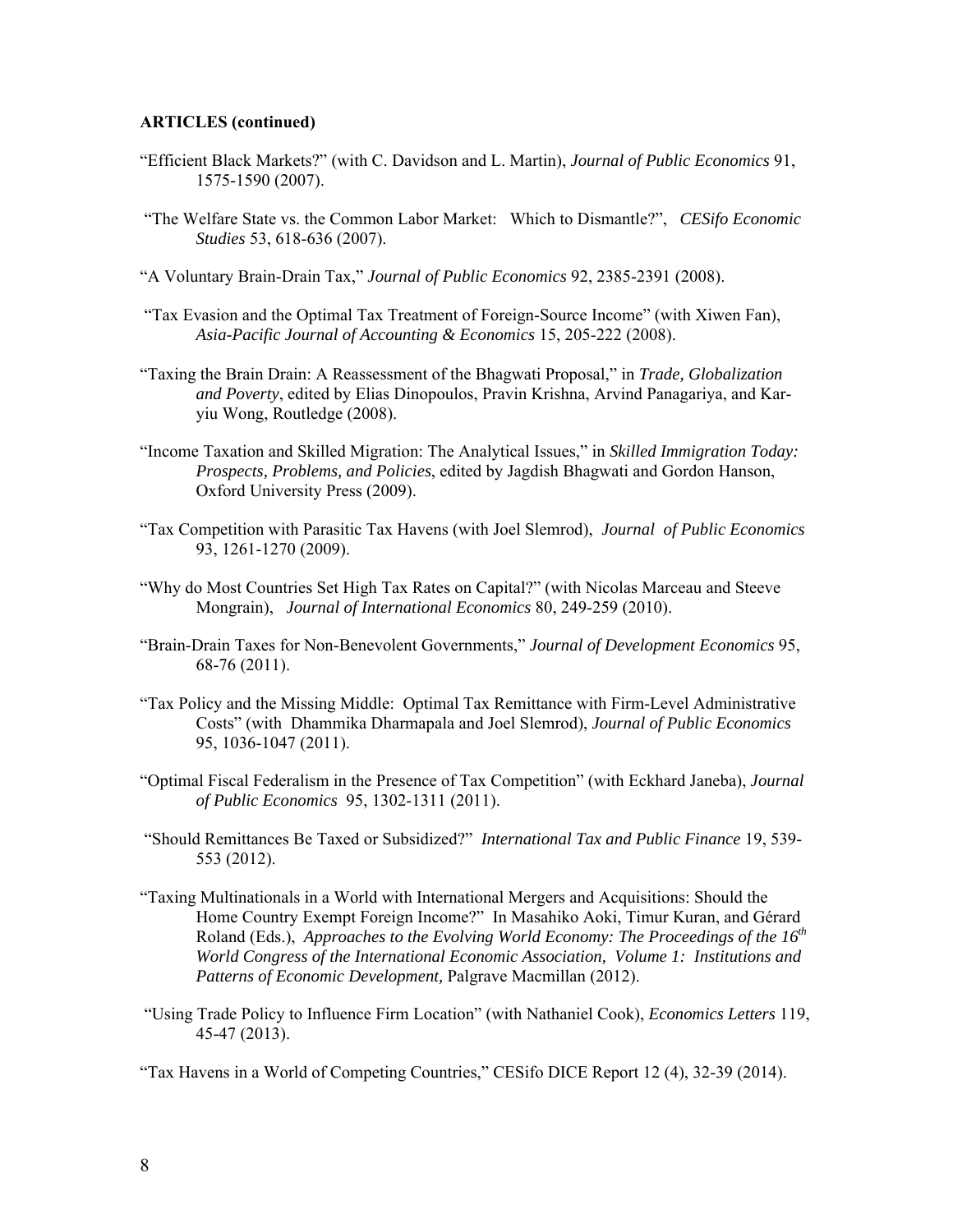**ARTICLES (continued)**

"Efficient Black Markets?" (with C. Davidson and L. Martin), *Journal of Public Economics* 91, 1575-1590 (2007).

"The Welfare State vs. the Common Labor Market: Which to Dismantle?", *CESifo Economic Studies* 53, 618-636 (2007).

"A Voluntary Brain-Drain Tax," *Journal of Public Economics* 92, 2385-2391 (2008).

"Tax Evasion and the Optimal Tax Treatment of Foreign-Source Income" (with Xiwen Fan), *Asia-Pacific Journal of Accounting & Economics* 15, 205-222 (2008).

"Taxing the Brain Drain: A Reassessment of the Bhagwati Proposal," in *Trade, Globalization and Poverty*, edited by Elias Dinopoulos, Pravin Krishna, Arvind Panagariya, and Kar-yiu Wong, Routledge (2008).

"Income Taxation and Skilled Migration: The Analytical Issues," in *Skilled Immigration Today: Prospects, Problems, and Policies*, edited by Jagdish Bhagwati and Gordon Hanson, Oxford University Press (2009).

"Tax Competition with Parasitic Tax Havens (with Joel Slemrod), *Journal of Public Economics* 93, 1261-1270 (2009).

"Why do Most Countries Set High Tax Rates on Capital?" (with Nicolas Marceau and Steeve Mongrain), *Journal of International Economics* 80, 249-259 (2010).

"Brain-Drain Taxes for Non-Benevolent Governments," *Journal of Development Economics* 95, 68-76 (2011).

"Tax Policy and the Missing Middle: Optimal Tax Remittance with Firm-Level Administrative Costs" (with Dhammika Dharmapala and Joel Slemrod), *Journal of Public Economics* 95, 1036-1047 (2011).

"Optimal Fiscal Federalism in the Presence of Tax Competition" (with Eckhard Janeba), *Journal of Public Economics* 95, 1302-1311 (2011).

"Should Remittances Be Taxed or Subsidized?" *International Tax and Public Finance* 19, 539-553 (2012).

"Taxing Multinationals in a World with International Mergers and Acquisitions: Should the Home Country Exempt Foreign Income?" In Masahiko Aoki, Timur Kuran, and Gérard Roland (Eds.), *Approaches to the Evolving World Economy: The Proceedings of the 16th World Congress of the International Economic Association, Volume 1: Institutions and Patterns of Economic Development,* Palgrave Macmillan (2012).

"Using Trade Policy to Influence Firm Location" (with Nathaniel Cook), *Economics Letters* 119, 45-47 (2013).

"Tax Havens in a World of Competing Countries," CESifo DICE Report 12 (4), 32-39 (2014).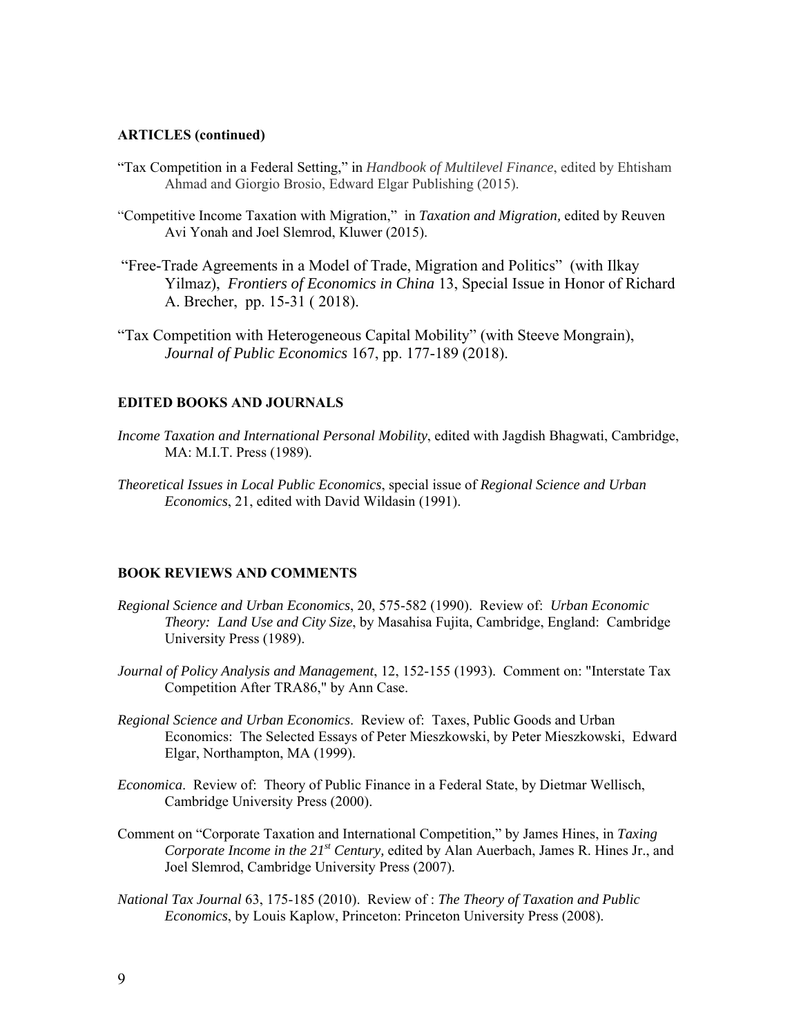**ARTICLES (continued)**

"Tax Competition in a Federal Setting," in *Handbook of Multilevel Finance*, edited by Ehtisham Ahmad and Giorgio Brosio, Edward Elgar Publishing (2015).

"Competitive Income Taxation with Migration," in *Taxation and Migration,* edited by Reuven Avi Yonah and Joel Slemrod, Kluwer (2015).

"Free-Trade Agreements in a Model of Trade, Migration and Politics" (with Ilkay Yilmaz), *Frontiers of Economics in China* 13, Special Issue in Honor of Richard A. Brecher, pp. 15-31 ( 2018).

"Tax Competition with Heterogeneous Capital Mobility" (with Steeve Mongrain), *Journal of Public Economics* 167, pp. 177-189 (2018).

**EDITED BOOKS AND JOURNALS**

*Income Taxation and International Personal Mobility*, edited with Jagdish Bhagwati, Cambridge, MA: M.I.T. Press (1989).

*Theoretical Issues in Local Public Economics*, special issue of *Regional Science and Urban Economics*, 21, edited with David Wildasin (1991).

**BOOK REVIEWS AND COMMENTS**

*Regional Science and Urban Economics*, 20, 575-582 (1990). Review of: *Urban Economic Theory: Land Use and City Size*, by Masahisa Fujita, Cambridge, England: Cambridge University Press (1989).

*Journal of Policy Analysis and Management*, 12, 152-155 (1993). Comment on: "Interstate Tax Competition After TRA86," by Ann Case.

*Regional Science and Urban Economics*. Review of: Taxes, Public Goods and Urban Economics: The Selected Essays of Peter Mieszkowski, by Peter Mieszkowski, Edward Elgar, Northampton, MA (1999).

*Economica*. Review of: Theory of Public Finance in a Federal State, by Dietmar Wellisch, Cambridge University Press (2000).

Comment on "Corporate Taxation and International Competition," by James Hines, in *Taxing Corporate Income in the 21st Century,* edited by Alan Auerbach, James R. Hines Jr., and Joel Slemrod, Cambridge University Press (2007).

*National Tax Journal* 63, 175-185 (2010). Review of : *The Theory of Taxation and Public Economics*, by Louis Kaplow, Princeton: Princeton University Press (2008).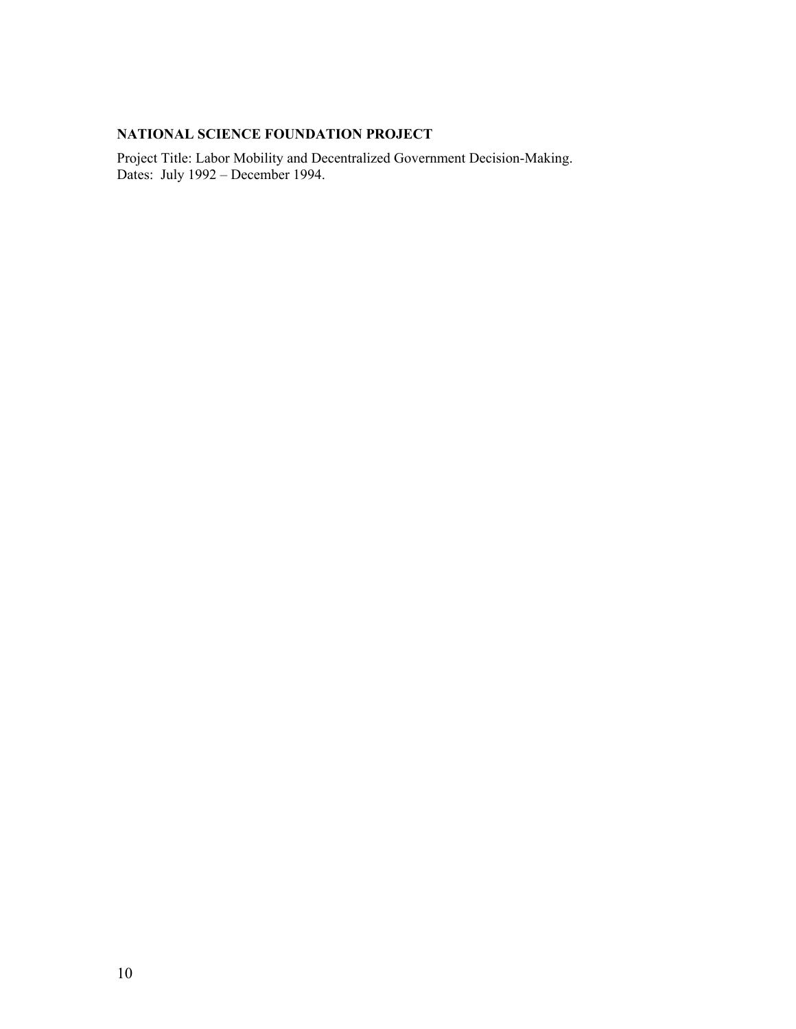**NATIONAL SCIENCE FOUNDATION PROJECT**

Project Title: Labor Mobility and Decentralized Government Decision-Making.
Dates: July 1992 – December 1994.